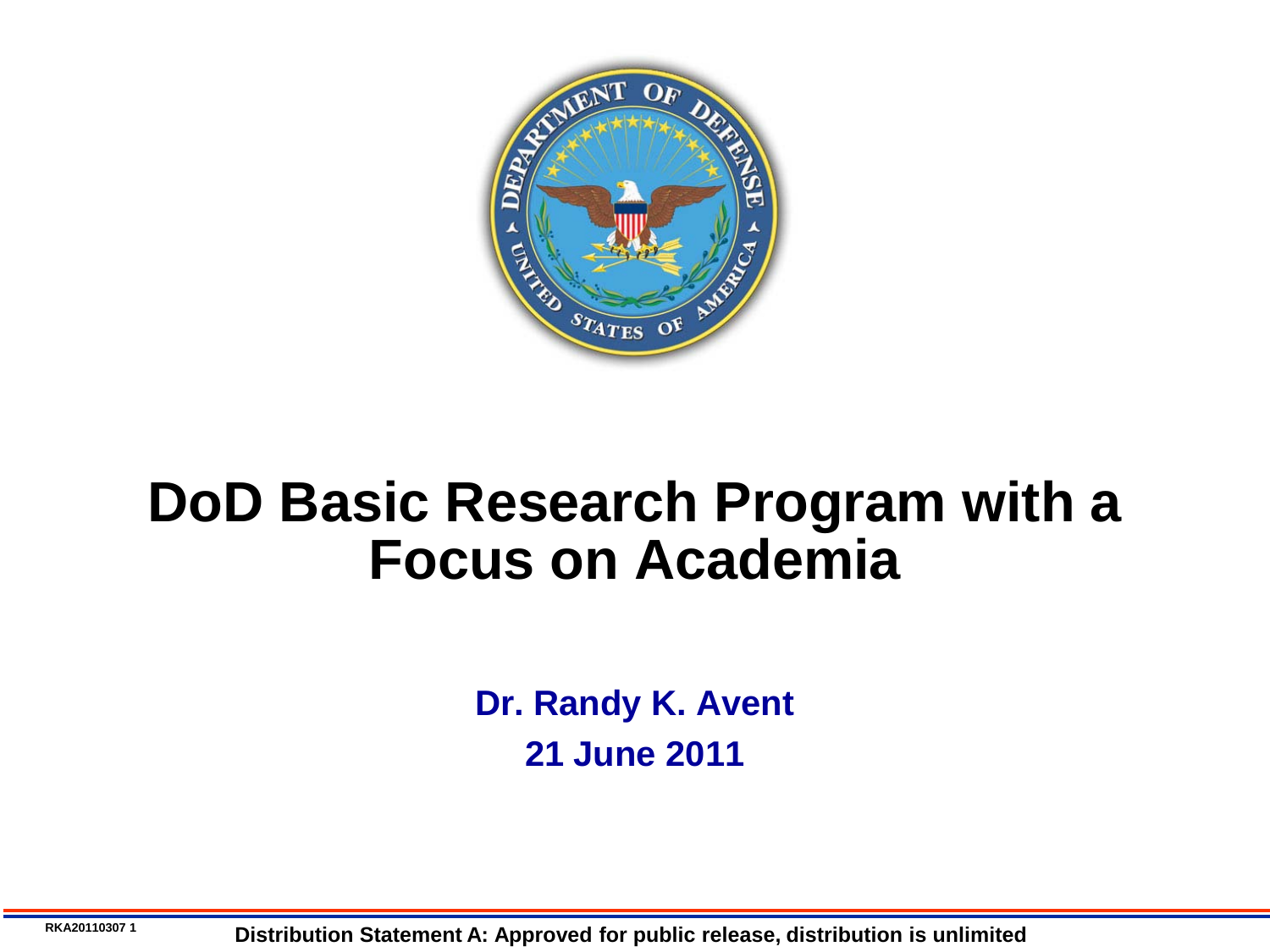# DoD Basic Research Program with a Focus on Academia

**Dr. Randy K. Avent**

**21 June 2011**

RKA20110307

**Distribution Statement A: Approved for public release, distribution is unlimited**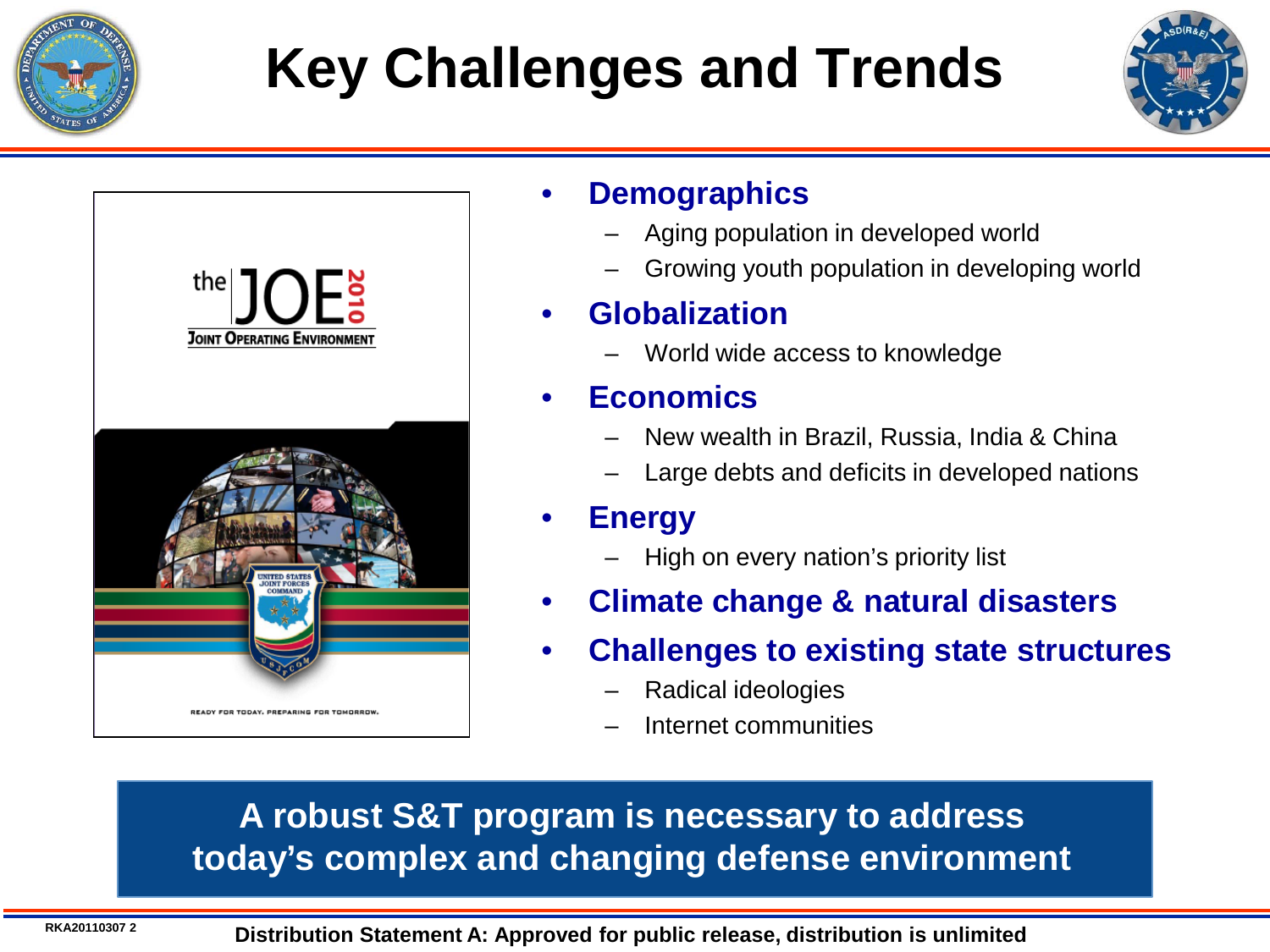# Key Challenges and Trends

- **Demographics**
  - Aging population in developed world
  - Growing youth population in developing world
- **Globalization**
  - World wide access to knowledge
- **Economics**
  - New wealth in Brazil, Russia, India & China
  - Large debts and deficits in developed nations
- **Energy**
  - High on every nation's priority list
- **Climate change & natural disasters**
- **Challenges to existing state structures**
  - Radical ideologies
  - Internet communities

**A robust S&T program is necessary to address today's complex and changing defense environment**

RKA20110307 2

**Distribution Statement A: Approved for public release, distribution is unlimited**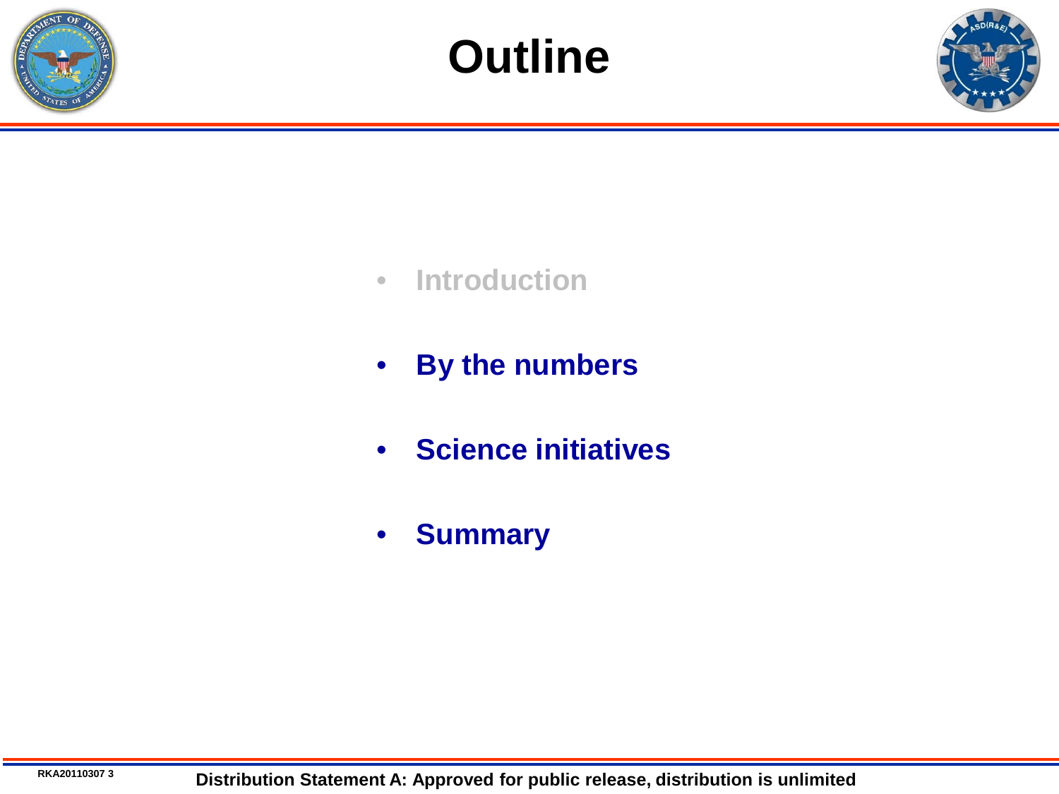# Outline

- Introduction
- By the numbers
- Science initiatives
- Summary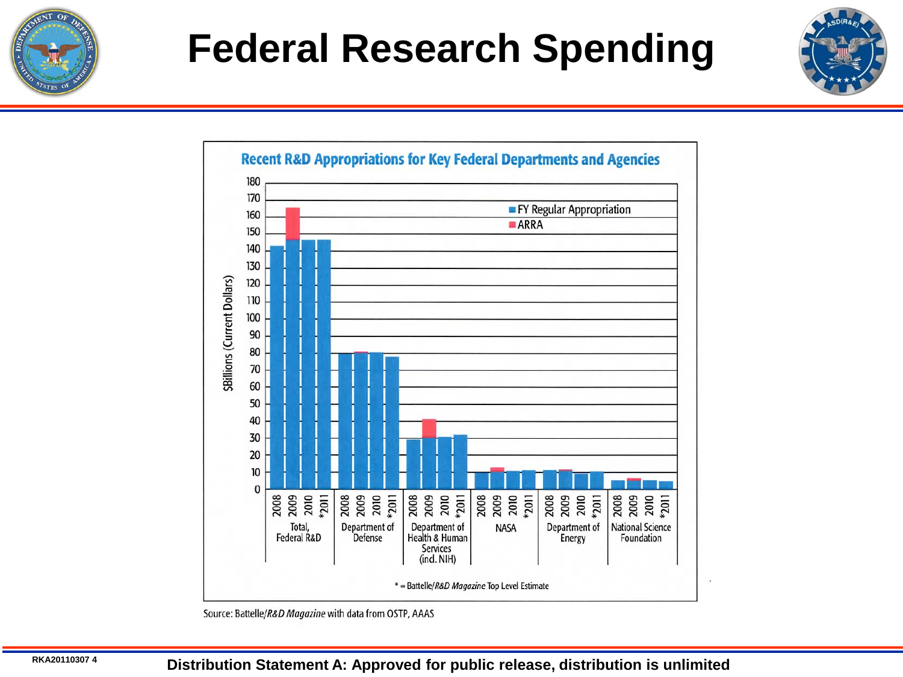# Federal Research Spending

**Recent R&D Appropriations for Key Federal Departments and Agencies**

$Billions (Current Dollars)

- FY Regular Appropriation
- ARRA

Categories (2008, 2009, 2010, *2011): Total, Federal R&D; Department of Defense; Department of Health & Human Services (incl. NIH); NASA; Department of Energy; National Science Foundation

* = Battelle/*R&D Magazine* Top Level Estimate

Source: Battelle/*R&D Magazine* with data from OSTP, AAAS

RKA20110307 4

**Distribution Statement A: Approved for public release, distribution is unlimited**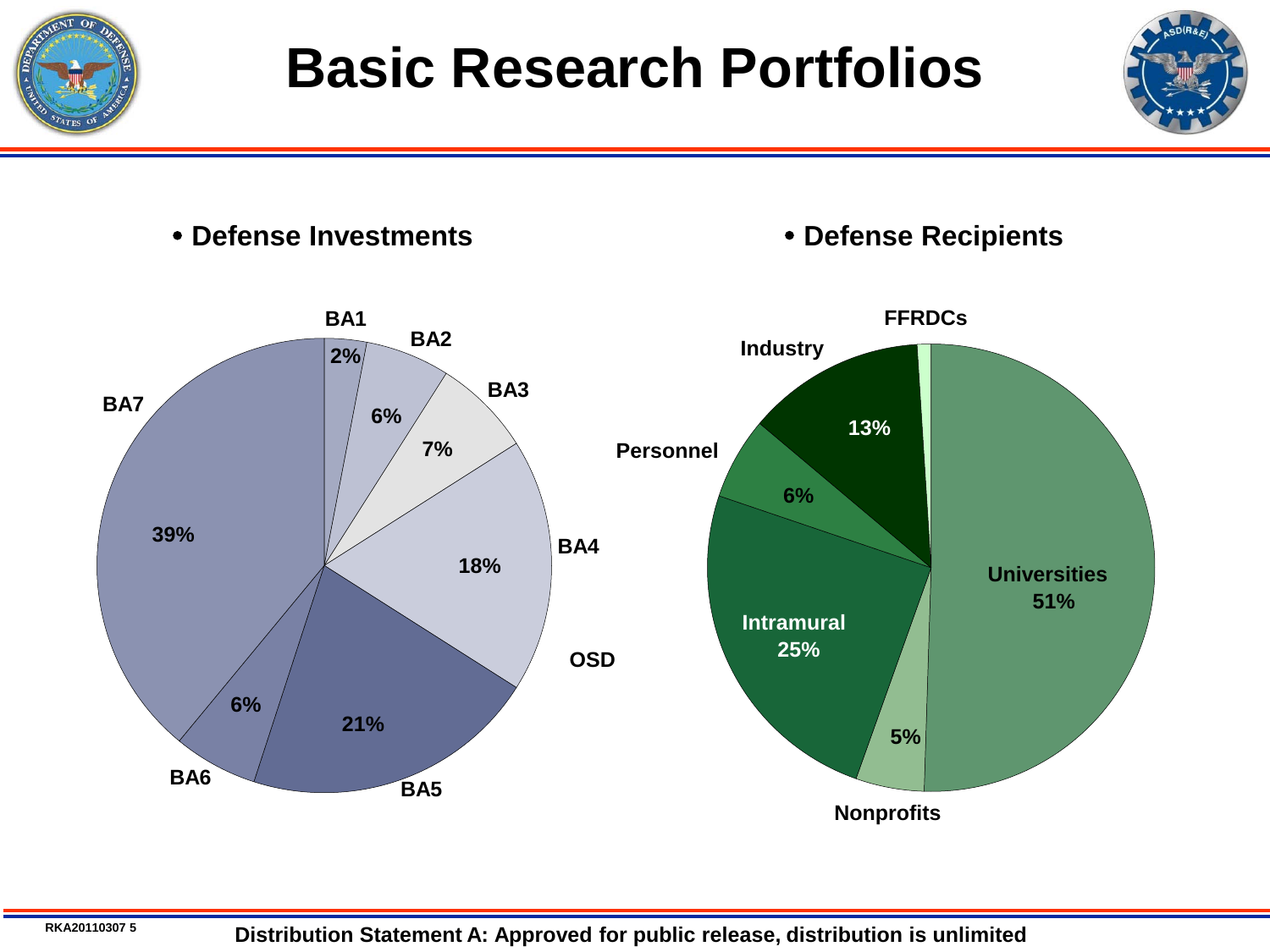# Basic Research Portfolios

- **Defense Investments**

| Category | Share |
| --- | --- |
| BA1 | 2% |
| BA2 | 6% |
| BA3 | 7% |
| BA4 | 18% |
| BA5 | 21% |
| BA6 | 6% |
| BA7 | 39% |
| OSD | |

- **Defense Recipients**

| Recipient | Share |
| --- | --- |
| Universities | 51% |
| Nonprofits | 5% |
| Intramural | 25% |
| Personnel | 6% |
| Industry | 13% |
| FFRDCs | |

RKA20110307

Distribution Statement A: Approved for public release, distribution is unlimited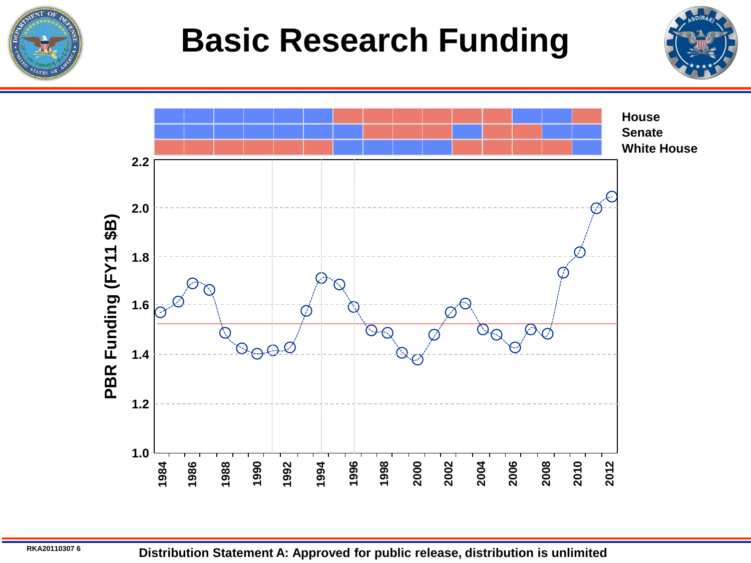# Basic Research Funding

House
Senate
White House

PBR Funding (FY11 $B)

2.2
2.0
1.8
1.6
1.4
1.2
1.0

1984 1986 1988 1990 1992 1994 1996 1998 2000 2002 2004 2006 2008 2010 2012

Distribution Statement A: Approved for public release, distribution is unlimited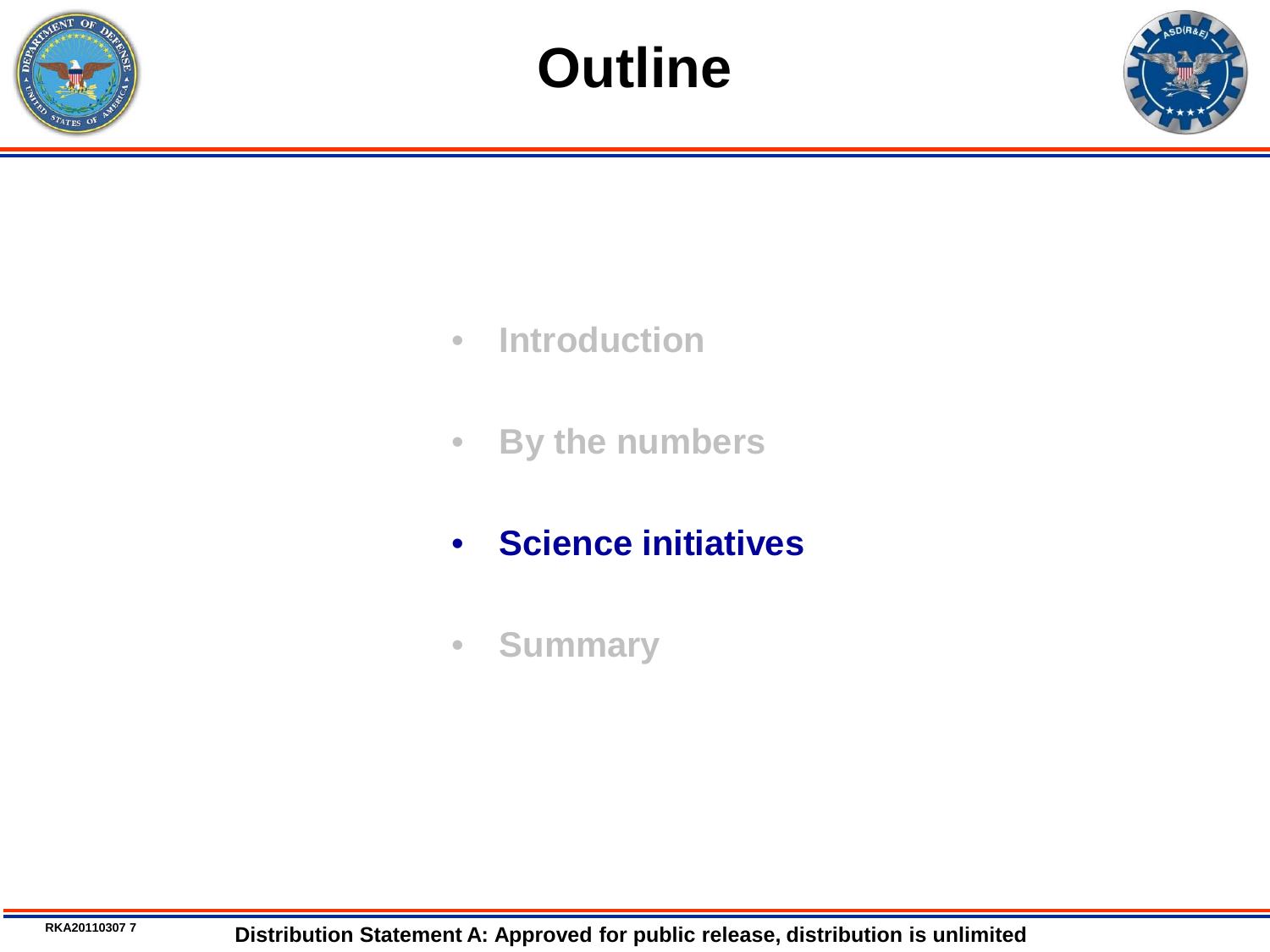# Outline

- Introduction
- By the numbers
- **Science initiatives**
- Summary

Distribution Statement A: Approved for public release, distribution is unlimited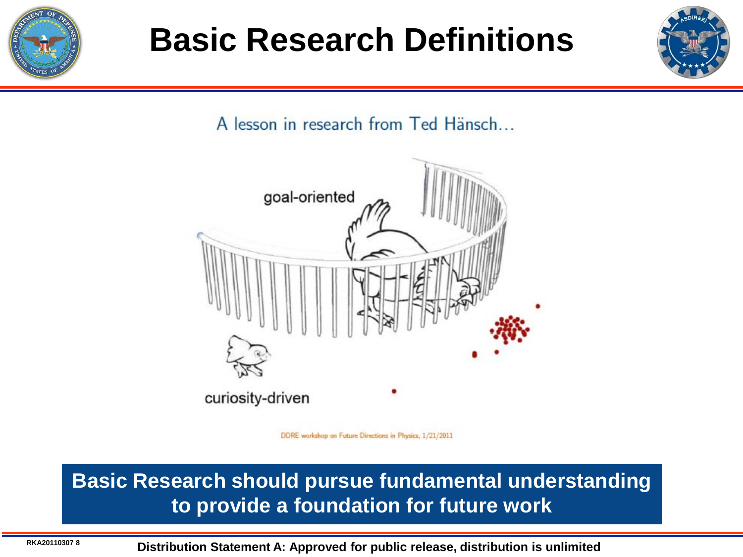# Basic Research Definitions

A lesson in research from Ted Hänsch...

goal-oriented

curiosity-driven

DDRE workshop on Future Directions in Physics, 1/21/2011

**Basic Research should pursue fundamental understanding to provide a foundation for future work**

RKA20110307 8

**Distribution Statement A: Approved for public release, distribution is unlimited**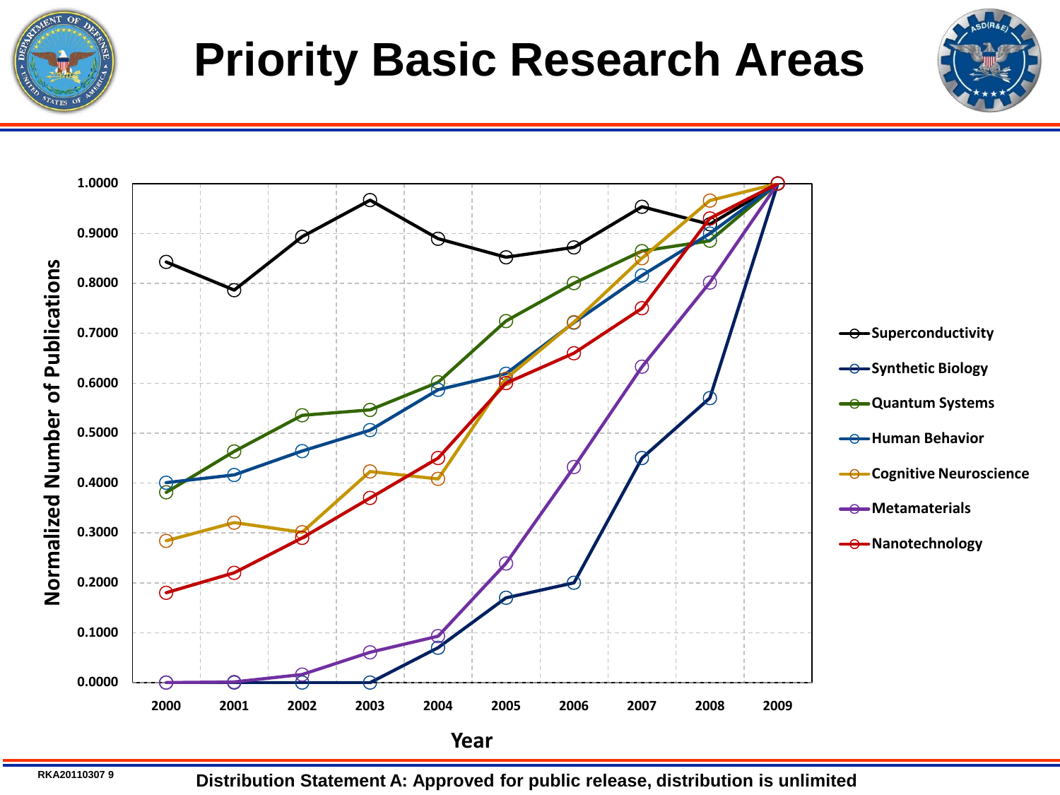# Priority Basic Research Areas

Normalized Number of Publications

Year

- Superconductivity
- Synthetic Biology
- Quantum Systems
- Human Behavior
- Cognitive Neuroscience
- Metamaterials
- Nanotechnology

Distribution Statement A: Approved for public release, distribution is unlimited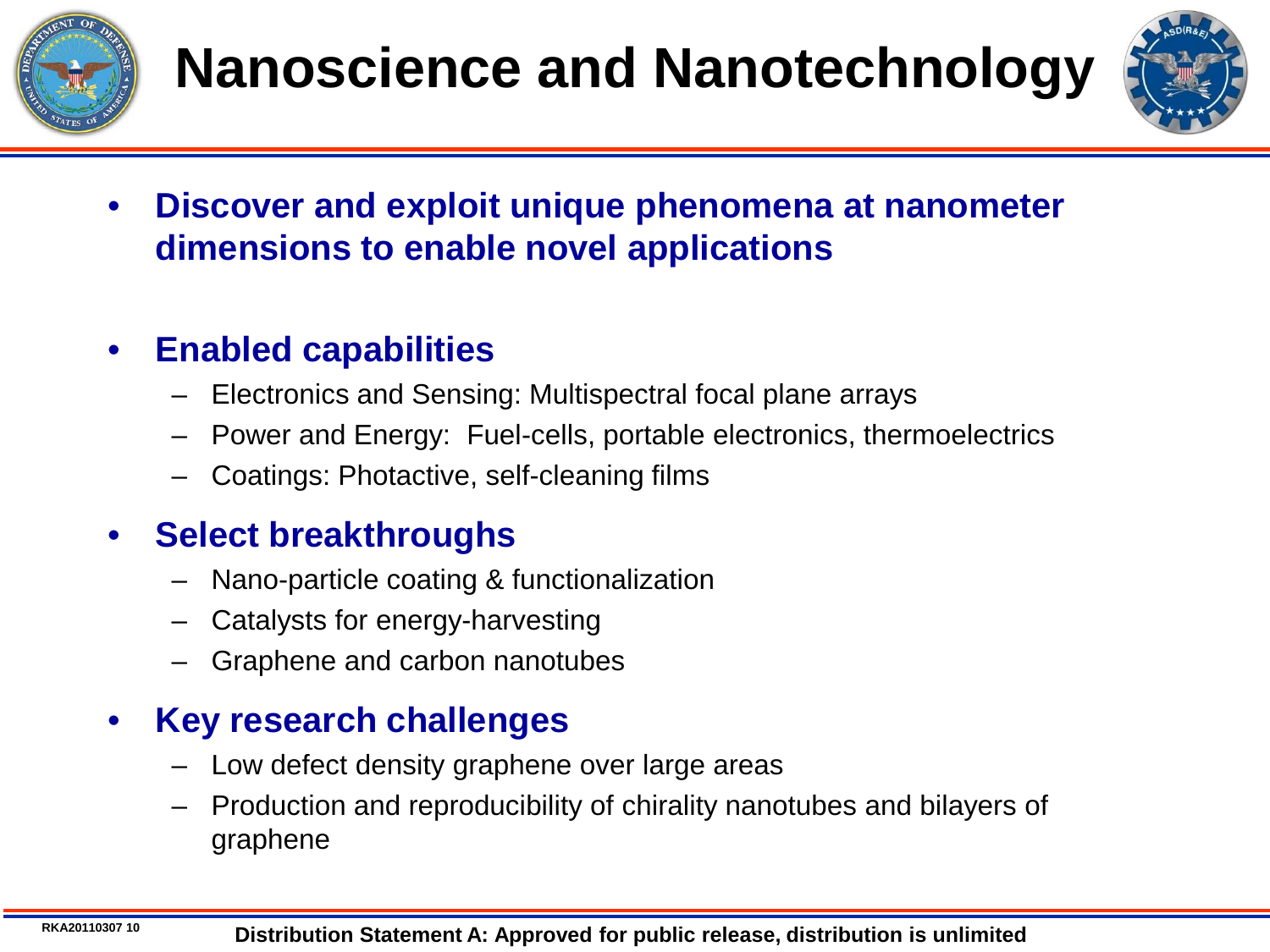# Nanoscience and Nanotechnology

- **Discover and exploit unique phenomena at nanometer dimensions to enable novel applications**

- **Enabled capabilities**
  - Electronics and Sensing: Multispectral focal plane arrays
  - Power and Energy: Fuel-cells, portable electronics, thermoelectrics
  - Coatings: Photactive, self-cleaning films

- **Select breakthroughs**
  - Nano-particle coating & functionalization
  - Catalysts for energy-harvesting
  - Graphene and carbon nanotubes

- **Key research challenges**
  - Low defect density graphene over large areas
  - Production and reproducibility of chirality nanotubes and bilayers of graphene

RKA20110307 10

**Distribution Statement A: Approved for public release, distribution is unlimited**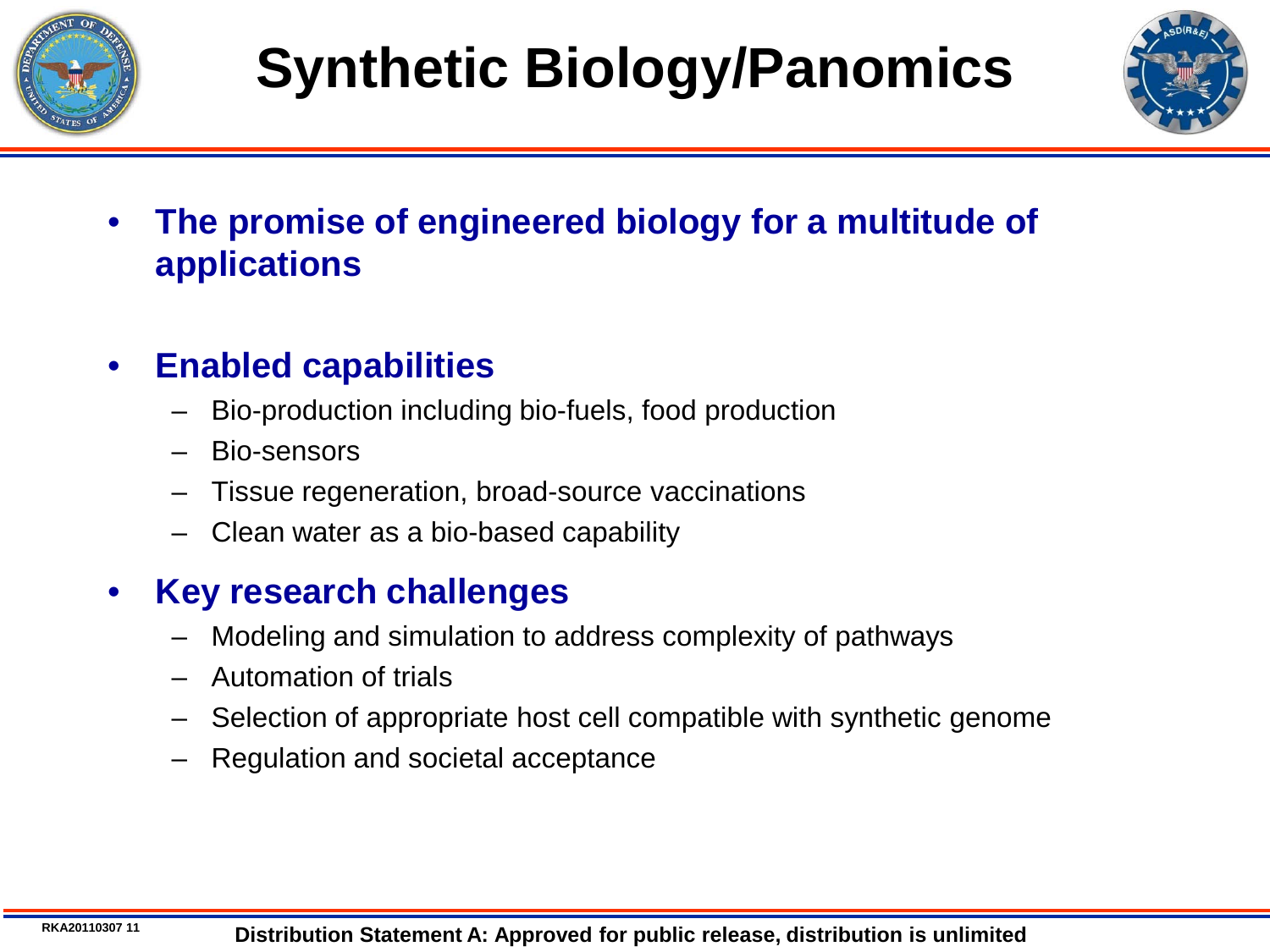# Synthetic Biology/Panomics

- **The promise of engineered biology for a multitude of applications**

- **Enabled capabilities**
  - Bio-production including bio-fuels, food production
  - Bio-sensors
  - Tissue regeneration, broad-source vaccinations
  - Clean water as a bio-based capability

- **Key research challenges**
  - Modeling and simulation to address complexity of pathways
  - Automation of trials
  - Selection of appropriate host cell compatible with synthetic genome
  - Regulation and societal acceptance

RKA20110307

**Distribution Statement A: Approved for public release, distribution is unlimited**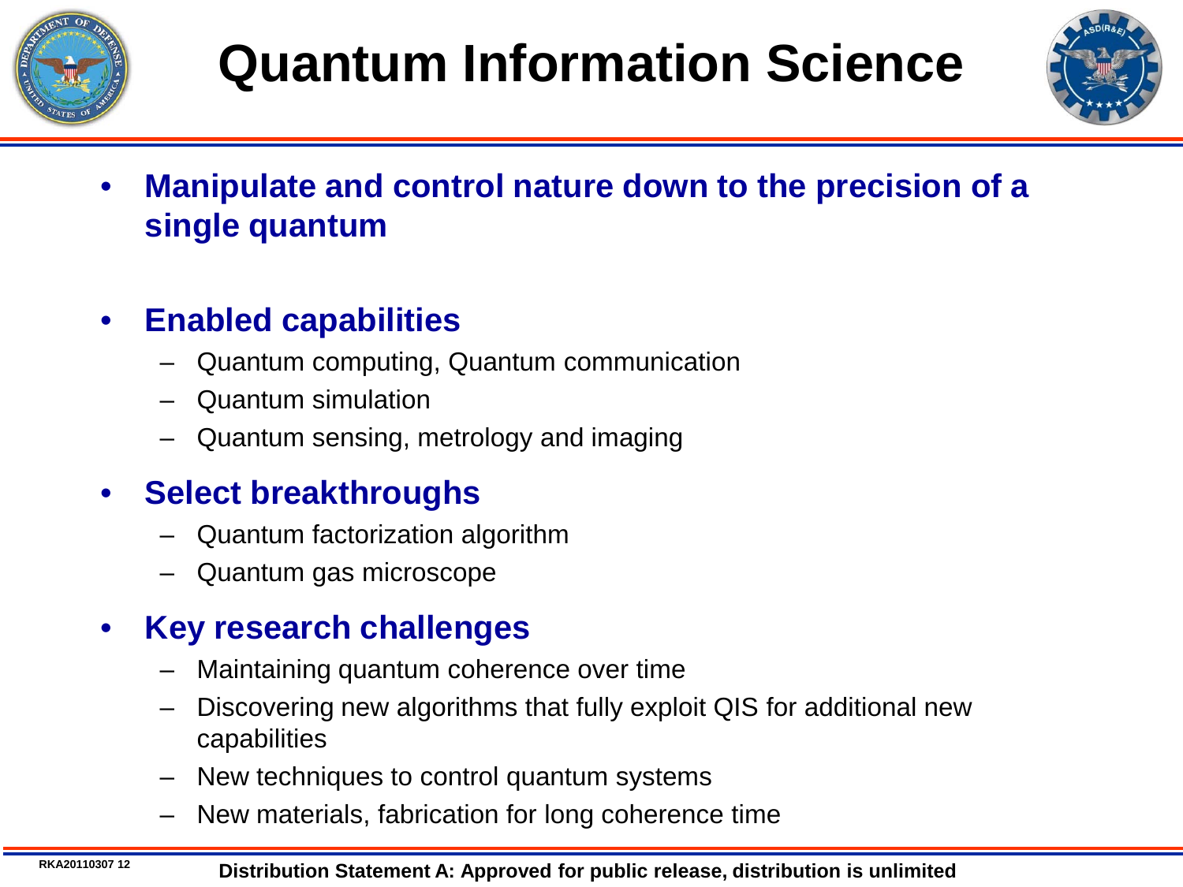# Quantum Information Science

- **Manipulate and control nature down to the precision of a single quantum**

- **Enabled capabilities**
  - Quantum computing, Quantum communication
  - Quantum simulation
  - Quantum sensing, metrology and imaging

- **Select breakthroughs**
  - Quantum factorization algorithm
  - Quantum gas microscope

- **Key research challenges**
  - Maintaining quantum coherence over time
  - Discovering new algorithms that fully exploit QIS for additional new capabilities
  - New techniques to control quantum systems
  - New materials, fabrication for long coherence time

RKA20110307 12

**Distribution Statement A: Approved for public release, distribution is unlimited**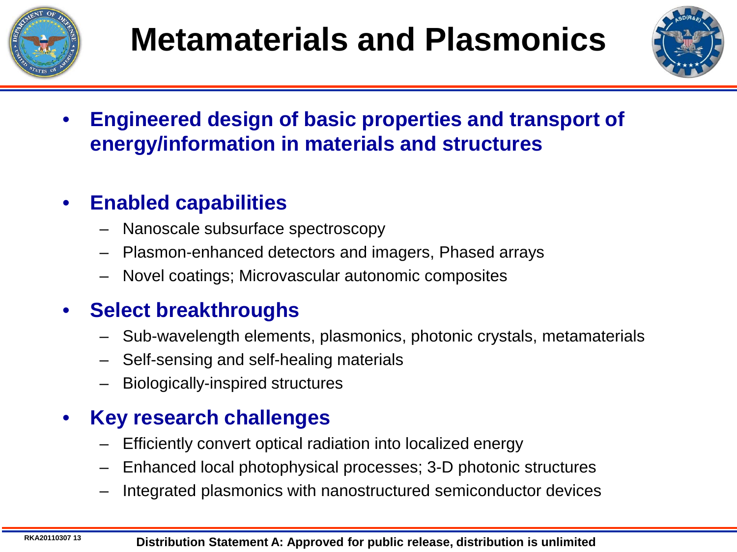# Metamaterials and Plasmonics

- **Engineered design of basic properties and transport of energy/information in materials and structures**

- **Enabled capabilities**
  - Nanoscale subsurface spectroscopy
  - Plasmon-enhanced detectors and imagers, Phased arrays
  - Novel coatings; Microvascular autonomic composites

- **Select breakthroughs**
  - Sub-wavelength elements, plasmonics, photonic crystals, metamaterials
  - Self-sensing and self-healing materials
  - Biologically-inspired structures

- **Key research challenges**
  - Efficiently convert optical radiation into localized energy
  - Enhanced local photophysical processes; 3-D photonic structures
  - Integrated plasmonics with nanostructured semiconductor devices

**Distribution Statement A: Approved for public release, distribution is unlimited**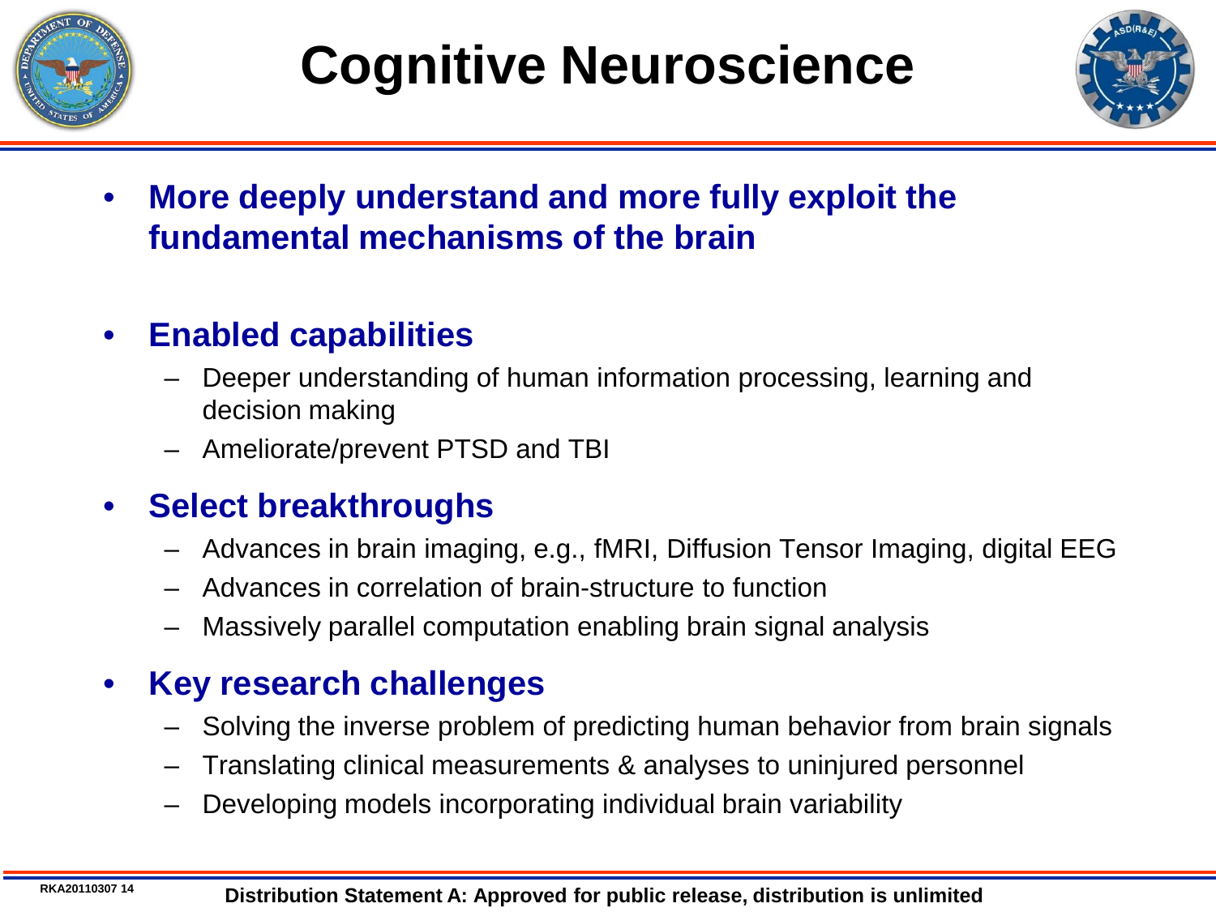# Cognitive Neuroscience

- **More deeply understand and more fully exploit the fundamental mechanisms of the brain**

- **Enabled capabilities**
  - Deeper understanding of human information processing, learning and decision making
  - Ameliorate/prevent PTSD and TBI

- **Select breakthroughs**
  - Advances in brain imaging, e.g., fMRI, Diffusion Tensor Imaging, digital EEG
  - Advances in correlation of brain-structure to function
  - Massively parallel computation enabling brain signal analysis

- **Key research challenges**
  - Solving the inverse problem of predicting human behavior from brain signals
  - Translating clinical measurements & analyses to uninjured personnel
  - Developing models incorporating individual brain variability

RKA20110307 14

**Distribution Statement A: Approved for public release, distribution is unlimited**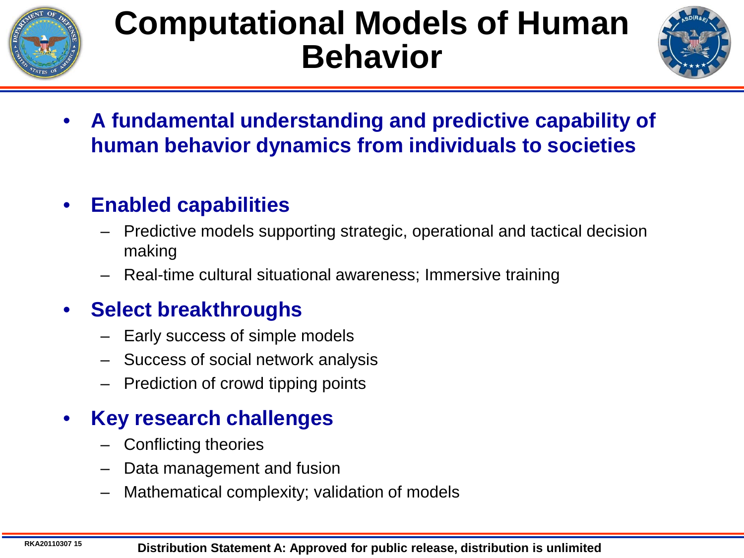# Computational Models of Human Behavior

- **A fundamental understanding and predictive capability of human behavior dynamics from individuals to societies**

- **Enabled capabilities**
  - Predictive models supporting strategic, operational and tactical decision making
  - Real-time cultural situational awareness; Immersive training

- **Select breakthroughs**
  - Early success of simple models
  - Success of social network analysis
  - Prediction of crowd tipping points

- **Key research challenges**
  - Conflicting theories
  - Data management and fusion
  - Mathematical complexity; validation of models

RKA20110307

**Distribution Statement A: Approved for public release, distribution is unlimited**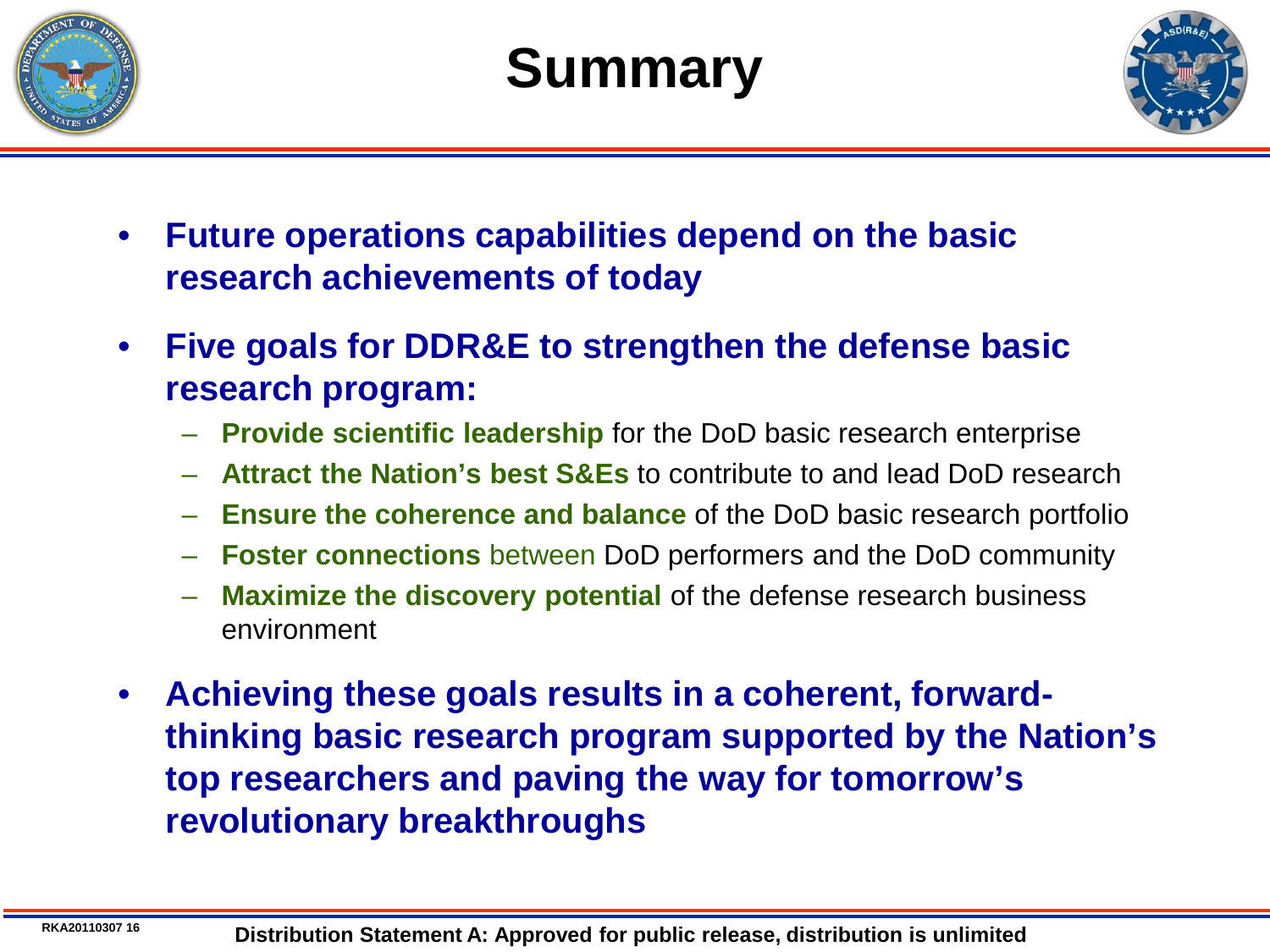# Summary

- **Future operations capabilities depend on the basic research achievements of today**
- **Five goals for DDR&E to strengthen the defense basic research program:**
  - **Provide scientific leadership** for the DoD basic research enterprise
  - **Attract the Nation's best S&Es** to contribute to and lead DoD research
  - **Ensure the coherence and balance** of the DoD basic research portfolio
  - **Foster connections** between DoD performers and the DoD community
  - **Maximize the discovery potential** of the defense research business environment
- **Achieving these goals results in a coherent, forward-thinking basic research program supported by the Nation's top researchers and paving the way for tomorrow's revolutionary breakthroughs**

RKA20110307

Distribution Statement A: Approved for public release, distribution is unlimited